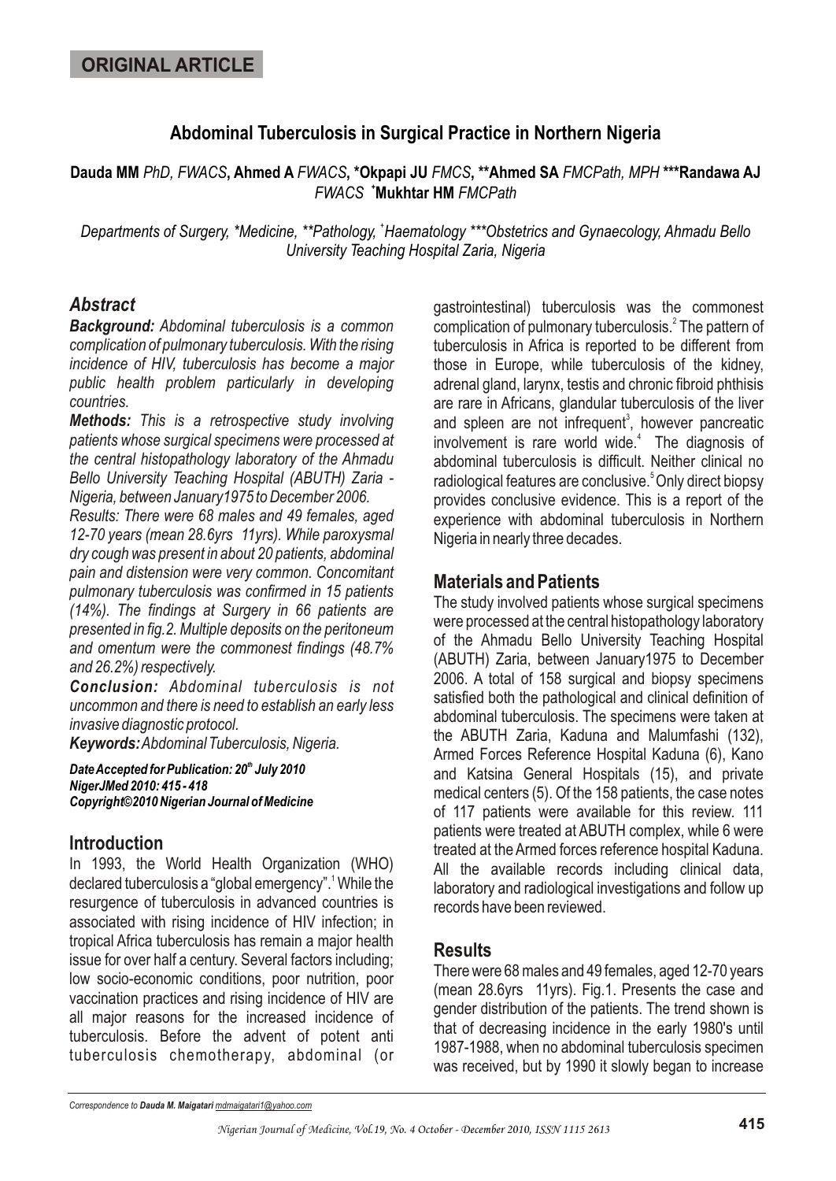**ORIGINAL ARTICLE**

# Abdominal Tuberculosis in Surgical Practice in Northern Nigeria

**Dauda MM** *PhD, FWACS*, **Ahmed A** *FWACS*, **\*Okpapi JU** *FMCS*, **\*\*Ahmed SA** *FMCPath, MPH* **\*\*\*Randawa AJ** *FWACS* **+Mukhtar HM** *FMCPath*

*Departments of Surgery, \*Medicine, \*\*Pathology, +Haematology \*\*\*Obstetrics and Gynaecology, Ahmadu Bello University Teaching Hospital Zaria, Nigeria*

## Abstract

***Background:*** *Abdominal tuberculosis is a common complication of pulmonary tuberculosis. With the rising incidence of HIV, tuberculosis has become a major public health problem particularly in developing countries.*

***Methods:*** *This is a retrospective study involving patients whose surgical specimens were processed at the central histopathology laboratory of the Ahmadu Bello University Teaching Hospital (ABUTH) Zaria - Nigeria, between January1975 to December 2006.*

*Results: There were 68 males and 49 females, aged 12-70 years (mean 28.6yrs 11yrs). While paroxysmal dry cough was present in about 20 patients, abdominal pain and distension were very common. Concomitant pulmonary tuberculosis was confirmed in 15 patients (14%). The findings at Surgery in 66 patients are presented in fig.2. Multiple deposits on the peritoneum and omentum were the commonest findings (48.7% and 26.2%) respectively.*

***Conclusion:*** *Abdominal tuberculosis is not uncommon and there is need to establish an early less invasive diagnostic protocol.*

***Keywords:*** *Abdominal Tuberculosis, Nigeria.*

***Date Accepted for Publication: 20th July 2010***
***NigerJMed 2010: 415 - 418***
***Copyright©2010 Nigerian Journal of Medicine***

## Introduction

In 1993, the World Health Organization (WHO) declared tuberculosis a "global emergency".[1] While the resurgence of tuberculosis in advanced countries is associated with rising incidence of HIV infection; in tropical Africa tuberculosis has remain a major health issue for over half a century. Several factors including; low socio-economic conditions, poor nutrition, poor vaccination practices and rising incidence of HIV are all major reasons for the increased incidence of tuberculosis. Before the advent of potent anti tuberculosis chemotherapy, abdominal (or gastrointestinal) tuberculosis was the commonest complication of pulmonary tuberculosis.[2] The pattern of tuberculosis in Africa is reported to be different from those in Europe, while tuberculosis of the kidney, adrenal gland, larynx, testis and chronic fibroid phthisis are rare in Africans, glandular tuberculosis of the liver and spleen are not infrequent[3], however pancreatic involvement is rare world wide.[4] The diagnosis of abdominal tuberculosis is difficult. Neither clinical no radiological features are conclusive.[5] Only direct biopsy provides conclusive evidence. This is a report of the experience with abdominal tuberculosis in Northern Nigeria in nearly three decades.

## Materials and Patients

The study involved patients whose surgical specimens were processed at the central histopathology laboratory of the Ahmadu Bello University Teaching Hospital (ABUTH) Zaria, between January1975 to December 2006. A total of 158 surgical and biopsy specimens satisfied both the pathological and clinical definition of abdominal tuberculosis. The specimens were taken at the ABUTH Zaria, Kaduna and Malumfashi (132), Armed Forces Reference Hospital Kaduna (6), Kano and Katsina General Hospitals (15), and private medical centers (5). Of the 158 patients, the case notes of 117 patients were available for this review. 111 patients were treated at ABUTH complex, while 6 were treated at the Armed forces reference hospital Kaduna. All the available records including clinical data, laboratory and radiological investigations and follow up records have been reviewed.

## Results

There were 68 males and 49 females, aged 12-70 years (mean 28.6yrs 11yrs). Fig.1. Presents the case and gender distribution of the patients. The trend shown is that of decreasing incidence in the early 1980's until 1987-1988, when no abdominal tuberculosis specimen was received, but by 1990 it slowly began to increase

Correspondence to **Dauda M. Maigatari** mdmaigatari1@yahoo.com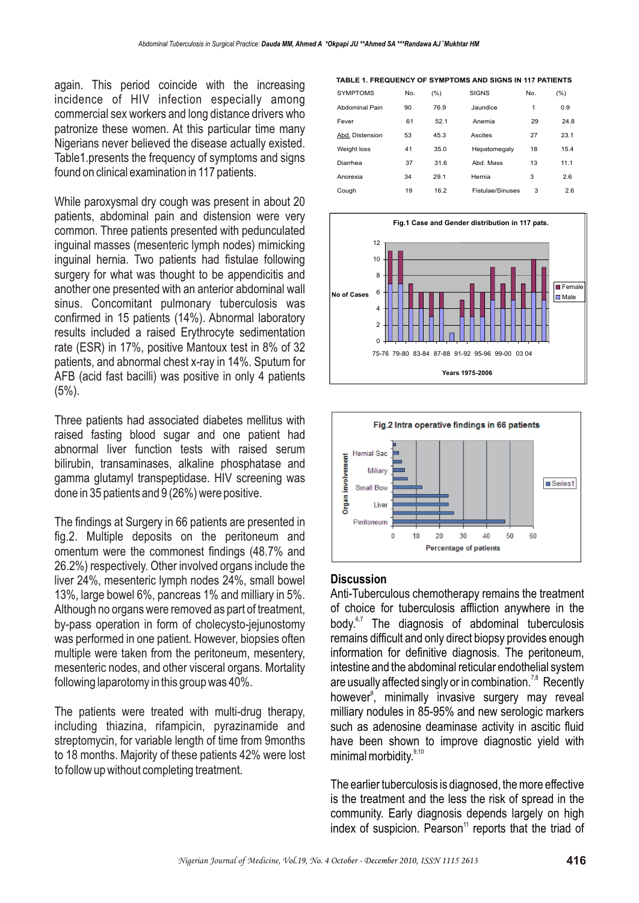again. This period coincide with the increasing incidence of HIV infection especially among commercial sex workers and long distance drivers who patronize these women. At this particular time many Nigerians never believed the disease actually existed. Table1.presents the frequency of symptoms and signs found on clinical examination in 117 patients.

While paroxysmal dry cough was present in about 20 patients, abdominal pain and distension were very common. Three patients presented with pedunculated inguinal masses (mesenteric lymph nodes) mimicking inguinal hernia. Two patients had fistulae following surgery for what was thought to be appendicitis and another one presented with an anterior abdominal wall sinus. Concomitant pulmonary tuberculosis was confirmed in 15 patients (14%). Abnormal laboratory results included a raised Erythrocyte sedimentation rate (ESR) in 17%, positive Mantoux test in 8% of 32 patients, and abnormal chest x-ray in 14%. Sputum for AFB (acid fast bacilli) was positive in only 4 patients (5%).

Three patients had associated diabetes mellitus with raised fasting blood sugar and one patient had abnormal liver function tests with raised serum bilirubin, transaminases, alkaline phosphatase and gamma glutamyl transpeptidase. HIV screening was done in 35 patients and 9 (26%) were positive.

The findings at Surgery in 66 patients are presented in fig.2. Multiple deposits on the peritoneum and omentum were the commonest findings (48.7% and 26.2%) respectively. Other involved organs include the liver 24%, mesenteric lymph nodes 24%, small bowel 13%, large bowel 6%, pancreas 1% and milliary in 5%. Although no organs were removed as part of treatment, by-pass operation in form of cholecysto-jejunostomy was performed in one patient. However, biopsies often multiple were taken from the peritoneum, mesentery, mesenteric nodes, and other visceral organs. Mortality following laparotomy in this group was 40%.

The patients were treated with multi-drug therapy, including thiazina, rifampicin, pyrazinamide and streptomycin, for variable length of time from 9months to 18 months. Majority of these patients 42% were lost to follow up without completing treatment.

**TABLE 1. FREQUENCY OF SYMPTOMS AND SIGNS IN 117 PATIENTS**

| SYMPTOMS | No. | (%) | SIGNS | No. | (%) |
|---|---|---|---|---|---|
| Abdominal Pain | 90 | 76.9 | Jaundice | 1 | 0.9 |
| Fever | 61 | 52.1 | Anemia | 29 | 24.8 |
| Abd. Distension | 53 | 45.3 | Ascites | 27 | 23.1 |
| Weight loss | 41 | 35.0 | Hepatomegaly | 18 | 15.4 |
| Diarrhea | 37 | 31.6 | Abd. Mass | 13 | 11.1 |
| Anorexia | 34 | 29.1 | Hernia | 3 | 2.6 |
| Cough | 19 | 16.2 | Fistulae/Sinuses | 3 | 2.6 |

Fig.1 Case and Gender distribution in 117 pats.

Fig.2 Intra operative findings in 66 patients

## Discussion

Anti-Tuberculous chemotherapy remains the treatment of choice for tuberculosis affliction anywhere in the body.[6,7] The diagnosis of abdominal tuberculosis remains difficult and only direct biopsy provides enough information for definitive diagnosis. The peritoneum, intestine and the abdominal reticular endothelial system are usually affected singly or in combination.[7,8] Recently however[9], minimally invasive surgery may reveal milliary nodules in 85-95% and new serologic markers such as adenosine deaminase activity in ascitic fluid have been shown to improve diagnostic yield with minimal morbidity.[9,10]

The earlier tuberculosis is diagnosed, the more effective is the treatment and the less the risk of spread in the community. Early diagnosis depends largely on high index of suspicion. Pearson[11] reports that the triad of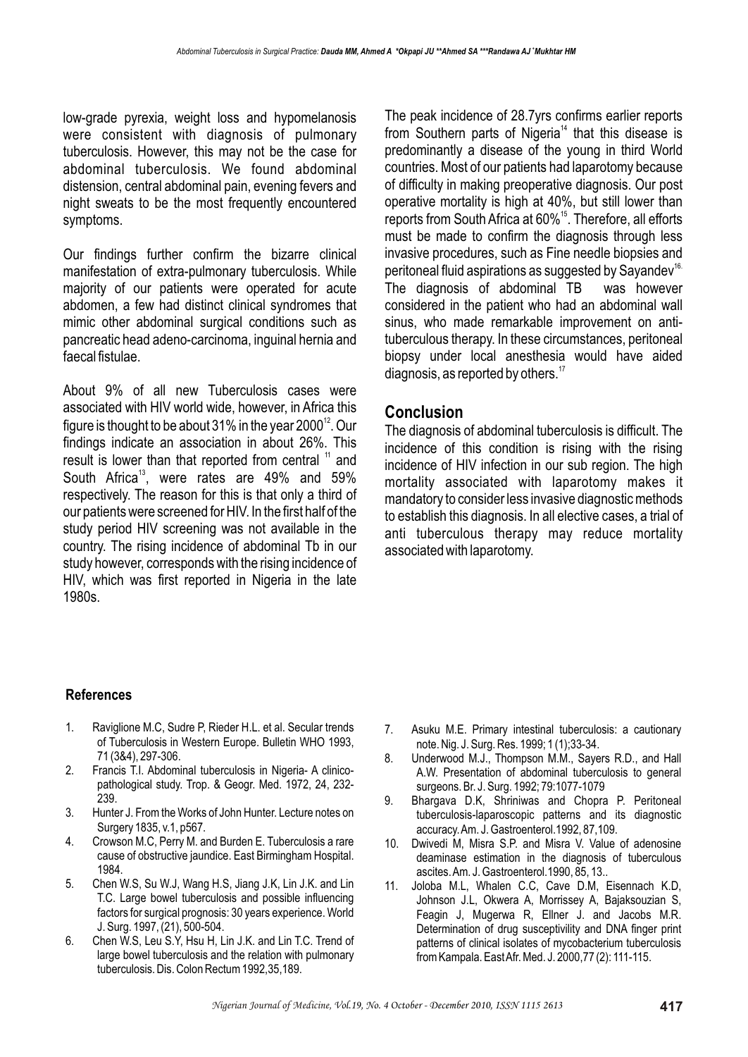low-grade pyrexia, weight loss and hypomelanosis were consistent with diagnosis of pulmonary tuberculosis. However, this may not be the case for abdominal tuberculosis. We found abdominal distension, central abdominal pain, evening fevers and night sweats to be the most frequently encountered symptoms.

Our findings further confirm the bizarre clinical manifestation of extra-pulmonary tuberculosis. While majority of our patients were operated for acute abdomen, a few had distinct clinical syndromes that mimic other abdominal surgical conditions such as pancreatic head adeno-carcinoma, inguinal hernia and faecal fistulae.

About 9% of all new Tuberculosis cases were associated with HIV world wide, however, in Africa this figure is thought to be about 31% in the year 2000[12]. Our findings indicate an association in about 26%. This result is lower than that reported from central [11] and South Africa[13], were rates are 49% and 59% respectively. The reason for this is that only a third of our patients were screened for HIV. In the first half of the study period HIV screening was not available in the country. The rising incidence of abdominal Tb in our study however, corresponds with the rising incidence of HIV, which was first reported in Nigeria in the late 1980s.

The peak incidence of 28.7yrs confirms earlier reports from Southern parts of Nigeria[14] that this disease is predominantly a disease of the young in third World countries. Most of our patients had laparotomy because of difficulty in making preoperative diagnosis. Our post operative mortality is high at 40%, but still lower than reports from South Africa at 60%[15]. Therefore, all efforts must be made to confirm the diagnosis through less invasive procedures, such as Fine needle biopsies and peritoneal fluid aspirations as suggested by Sayandev[16]. The diagnosis of abdominal TB was however considered in the patient who had an abdominal wall sinus, who made remarkable improvement on anti-tuberculous therapy. In these circumstances, peritoneal biopsy under local anesthesia would have aided diagnosis, as reported by others.[17]

## Conclusion

The diagnosis of abdominal tuberculosis is difficult. The incidence of this condition is rising with the rising incidence of HIV infection in our sub region. The high mortality associated with laparotomy makes it mandatory to consider less invasive diagnostic methods to establish this diagnosis. In all elective cases, a trial of anti tuberculous therapy may reduce mortality associated with laparotomy.

### References

1. Raviglione M.C, Sudre P, Rieder H.L. et al. Secular trends of Tuberculosis in Western Europe. Bulletin WHO 1993, 71 (3&4), 297-306.
2. Francis T.I. Abdominal tuberculosis in Nigeria- A clinico-pathological study. Trop. & Geogr. Med. 1972, 24, 232-239.
3. Hunter J. From the Works of John Hunter. Lecture notes on Surgery 1835, v.1, p567.
4. Crowson M.C, Perry M. and Burden E. Tuberculosis a rare cause of obstructive jaundice. East Birmingham Hospital. 1984.
5. Chen W.S, Su W.J, Wang H.S, Jiang J.K, Lin J.K. and Lin T.C. Large bowel tuberculosis and possible influencing factors for surgical prognosis: 30 years experience. World J. Surg. 1997, (21), 500-504.
6. Chen W.S, Leu S.Y, Hsu H, Lin J.K. and Lin T.C. Trend of large bowel tuberculosis and the relation with pulmonary tuberculosis. Dis. Colon Rectum 1992,35,189.
7. Asuku M.E. Primary intestinal tuberculosis: a cautionary note. Nig. J. Surg. Res. 1999; 1 (1);33-34.
8. Underwood M.J., Thompson M.M., Sayers R.D., and Hall A.W. Presentation of abdominal tuberculosis to general surgeons. Br. J. Surg. 1992; 79:1077-1079
9. Bhargava D.K, Shriniwas and Chopra P. Peritoneal tuberculosis-laparoscopic patterns and its diagnostic accuracy. Am. J. Gastroenterol.1992, 87,109.
10. Dwivedi M, Misra S.P. and Misra V. Value of adenosine deaminase estimation in the diagnosis of tuberculous ascites. Am. J. Gastroenterol.1990, 85, 13..
11. Joloba M.L, Whalen C.C, Cave D.M, Eisennach K.D, Johnson J.L, Okwera A, Morrissey A, Bajaksouzian S, Feagin J, Mugerwa R, Ellner J. and Jacobs M.R. Determination of drug susceptivility and DNA finger print patterns of clinical isolates of mycobacterium tuberculosis from Kampala. East Afr. Med. J. 2000,77 (2): 111-115.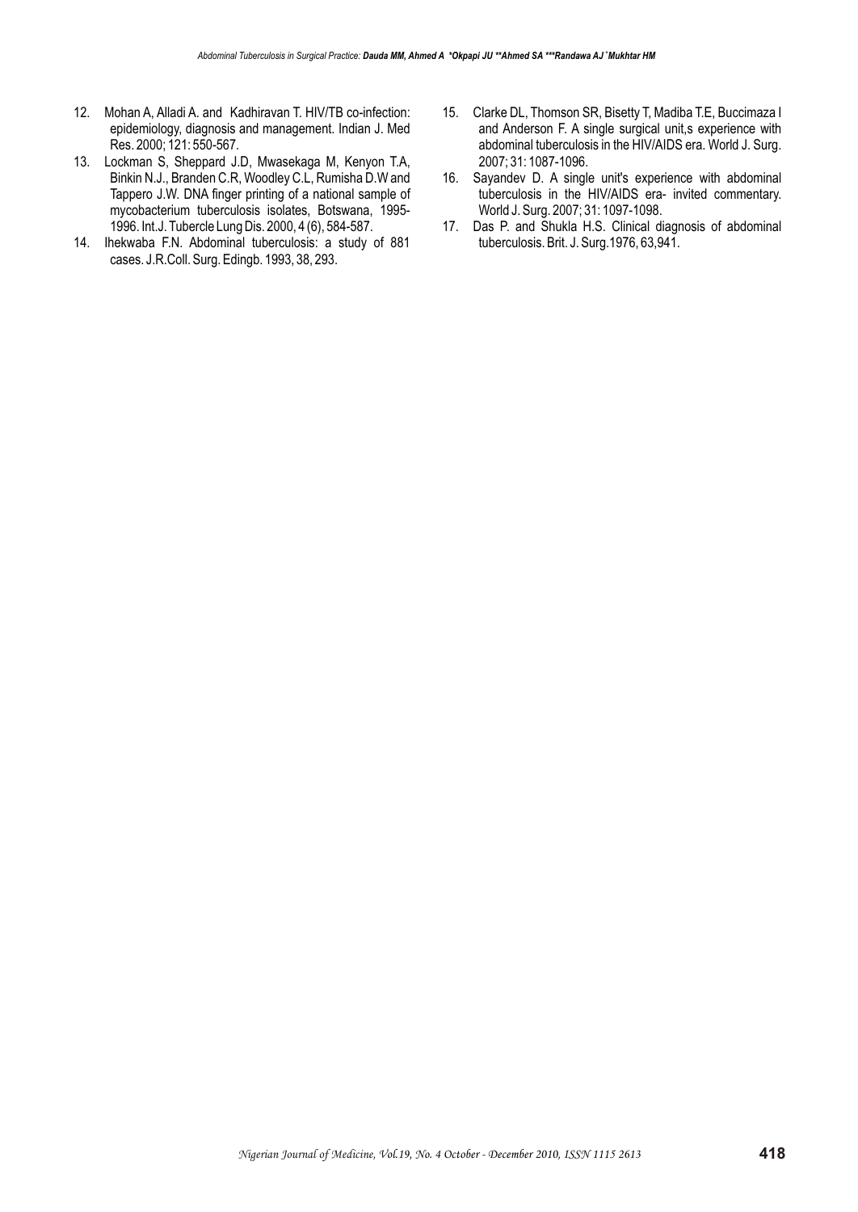12. Mohan A, Alladi A. and Kadhiravan T. HIV/TB co-infection: epidemiology, diagnosis and management. Indian J. Med Res. 2000; 121: 550-567.
13. Lockman S, Sheppard J.D, Mwasekaga M, Kenyon T.A, Binkin N.J., Branden C.R, Woodley C.L, Rumisha D.W and Tappero J.W. DNA finger printing of a national sample of mycobacterium tuberculosis isolates, Botswana, 1995-1996. Int.J. Tubercle Lung Dis. 2000, 4 (6), 584-587.
14. Ihekwaba F.N. Abdominal tuberculosis: a study of 881 cases. J.R.Coll. Surg. Edingb. 1993, 38, 293.
15. Clarke DL, Thomson SR, Bisetty T, Madiba T.E, Buccimaza I and Anderson F. A single surgical unit,s experience with abdominal tuberculosis in the HIV/AIDS era. World J. Surg. 2007; 31: 1087-1096.
16. Sayandev D. A single unit's experience with abdominal tuberculosis in the HIV/AIDS era- invited commentary. World J. Surg. 2007; 31: 1097-1098.
17. Das P. and Shukla H.S. Clinical diagnosis of abdominal tuberculosis. Brit. J. Surg.1976, 63,941.